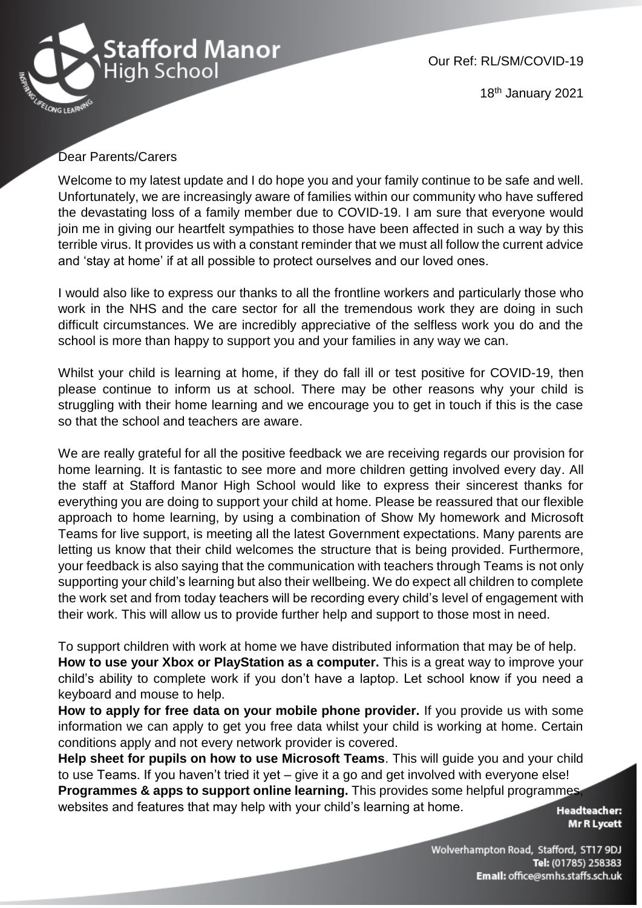Stafford Manor High School

Our Ref: RL/SM/COVID-19

18th January 2021

Dear Parents/Carers

Welcome to my latest update and I do hope you and your family continue to be safe and well. Unfortunately, we are increasingly aware of families within our community who have suffered the devastating loss of a family member due to COVID-19. I am sure that everyone would join me in giving our heartfelt sympathies to those have been affected in such a way by this terrible virus. It provides us with a constant reminder that we must all follow the current advice and 'stay at home' if at all possible to protect ourselves and our loved ones.

I would also like to express our thanks to all the frontline workers and particularly those who work in the NHS and the care sector for all the tremendous work they are doing in such difficult circumstances. We are incredibly appreciative of the selfless work you do and the school is more than happy to support you and your families in any way we can.

Whilst your child is learning at home, if they do fall ill or test positive for COVID-19, then please continue to inform us at school. There may be other reasons why your child is struggling with their home learning and we encourage you to get in touch if this is the case so that the school and teachers are aware.

We are really grateful for all the positive feedback we are receiving regards our provision for home learning. It is fantastic to see more and more children getting involved every day. All the staff at Stafford Manor High School would like to express their sincerest thanks for everything you are doing to support your child at home. Please be reassured that our flexible approach to home learning, by using a combination of Show My homework and Microsoft Teams for live support, is meeting all the latest Government expectations. Many parents are letting us know that their child welcomes the structure that is being provided. Furthermore, your feedback is also saying that the communication with teachers through Teams is not only supporting your child's learning but also their wellbeing. We do expect all children to complete the work set and from today teachers will be recording every child's level of engagement with their work. This will allow us to provide further help and support to those most in need.

To support children with work at home we have distributed information that may be of help.

**How to use your Xbox or PlayStation as a computer.** This is a great way to improve your child's ability to complete work if you don't have a laptop. Let school know if you need a keyboard and mouse to help.

**How to apply for free data on your mobile phone provider.** If you provide us with some information we can apply to get you free data whilst your child is working at home. Certain conditions apply and not every network provider is covered.

**Help sheet for pupils on how to use Microsoft Teams**. This will guide you and your child to use Teams. If you haven't tried it yet – give it a go and get involved with everyone else!

**Programmes & apps to support online learning.** This provides some helpful programmes, websites and features that may help with your child's learning at home.

**Headteacher:** Mr R Lycett

Wolverhampton Road, Stafford, ST17 9DJ
**Tel:** (01785) 258383
**Email:** office@smhs.staffs.sch.uk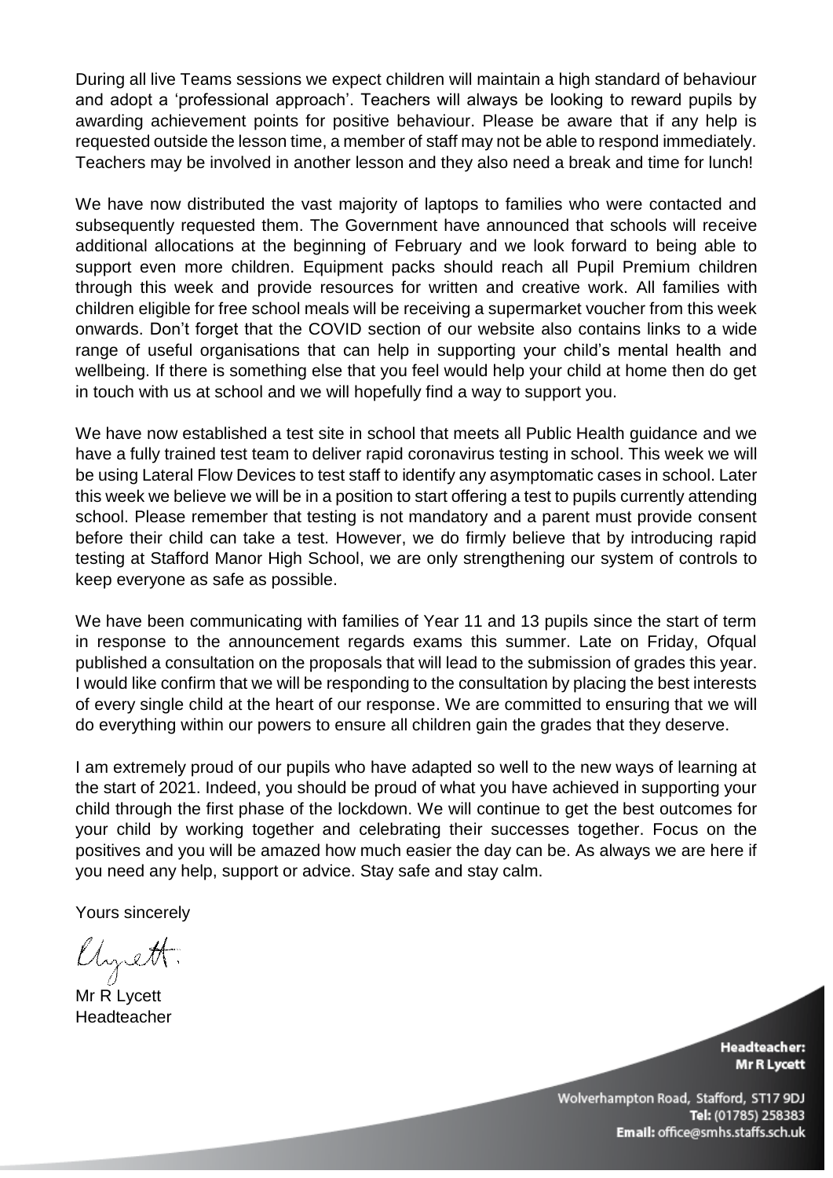During all live Teams sessions we expect children will maintain a high standard of behaviour and adopt a 'professional approach'. Teachers will always be looking to reward pupils by awarding achievement points for positive behaviour. Please be aware that if any help is requested outside the lesson time, a member of staff may not be able to respond immediately. Teachers may be involved in another lesson and they also need a break and time for lunch!

We have now distributed the vast majority of laptops to families who were contacted and subsequently requested them. The Government have announced that schools will receive additional allocations at the beginning of February and we look forward to being able to support even more children. Equipment packs should reach all Pupil Premium children through this week and provide resources for written and creative work. All families with children eligible for free school meals will be receiving a supermarket voucher from this week onwards. Don't forget that the COVID section of our website also contains links to a wide range of useful organisations that can help in supporting your child's mental health and wellbeing. If there is something else that you feel would help your child at home then do get in touch with us at school and we will hopefully find a way to support you.

We have now established a test site in school that meets all Public Health guidance and we have a fully trained test team to deliver rapid coronavirus testing in school. This week we will be using Lateral Flow Devices to test staff to identify any asymptomatic cases in school. Later this week we believe we will be in a position to start offering a test to pupils currently attending school. Please remember that testing is not mandatory and a parent must provide consent before their child can take a test. However, we do firmly believe that by introducing rapid testing at Stafford Manor High School, we are only strengthening our system of controls to keep everyone as safe as possible.

We have been communicating with families of Year 11 and 13 pupils since the start of term in response to the announcement regards exams this summer. Late on Friday, Ofqual published a consultation on the proposals that will lead to the submission of grades this year. I would like confirm that we will be responding to the consultation by placing the best interests of every single child at the heart of our response. We are committed to ensuring that we will do everything within our powers to ensure all children gain the grades that they deserve.

I am extremely proud of our pupils who have adapted so well to the new ways of learning at the start of 2021. Indeed, you should be proud of what you have achieved in supporting your child through the first phase of the lockdown. We will continue to get the best outcomes for your child by working together and celebrating their successes together. Focus on the positives and you will be amazed how much easier the day can be. As always we are here if you need any help, support or advice. Stay safe and stay calm.

Yours sincerely

Mr R Lycett
Headteacher

**Headteacher:**
**Mr R Lycett**

Wolverhampton Road, Stafford, ST17 9DJ
**Tel:** (01785) 258383
**Email:** office@smhs.staffs.sch.uk